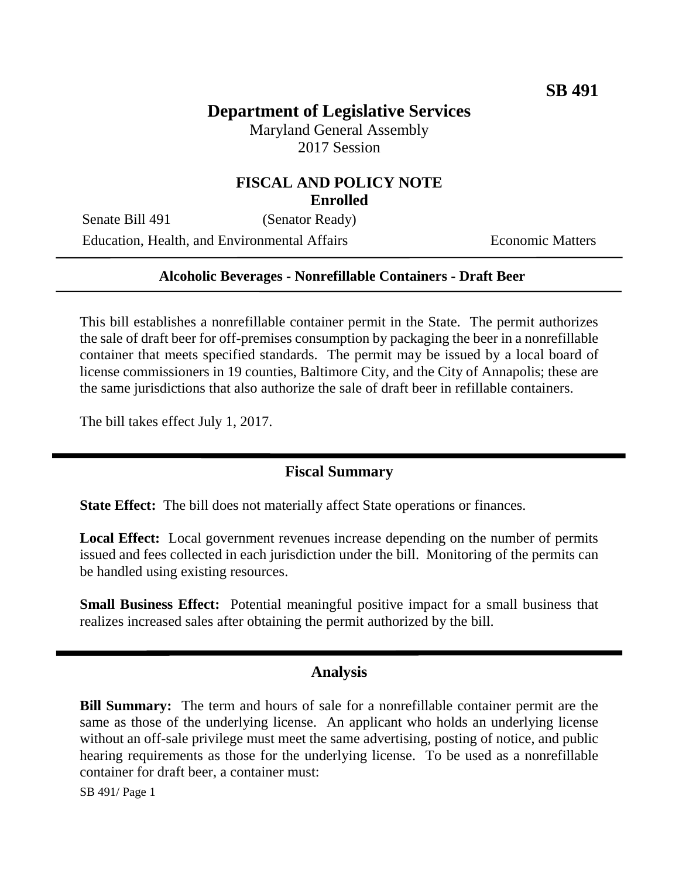**SB 491**

# Department of Legislative Services

Maryland General Assembly
2017 Session

## FISCAL AND POLICY NOTE
**Enrolled**

Senate Bill 491 (Senator Ready)
Education, Health, and Environmental Affairs Economic Matters

**Alcoholic Beverages - Nonrefillable Containers - Draft Beer**

This bill establishes a nonrefillable container permit in the State. The permit authorizes the sale of draft beer for off-premises consumption by packaging the beer in a nonrefillable container that meets specified standards. The permit may be issued by a local board of license commissioners in 19 counties, Baltimore City, and the City of Annapolis; these are the same jurisdictions that also authorize the sale of draft beer in refillable containers.

The bill takes effect July 1, 2017.

## Fiscal Summary

**State Effect:** The bill does not materially affect State operations or finances.

**Local Effect:** Local government revenues increase depending on the number of permits issued and fees collected in each jurisdiction under the bill. Monitoring of the permits can be handled using existing resources.

**Small Business Effect:** Potential meaningful positive impact for a small business that realizes increased sales after obtaining the permit authorized by the bill.

## Analysis

**Bill Summary:** The term and hours of sale for a nonrefillable container permit are the same as those of the underlying license. An applicant who holds an underlying license without an off-sale privilege must meet the same advertising, posting of notice, and public hearing requirements as those for the underlying license. To be used as a nonrefillable container for draft beer, a container must: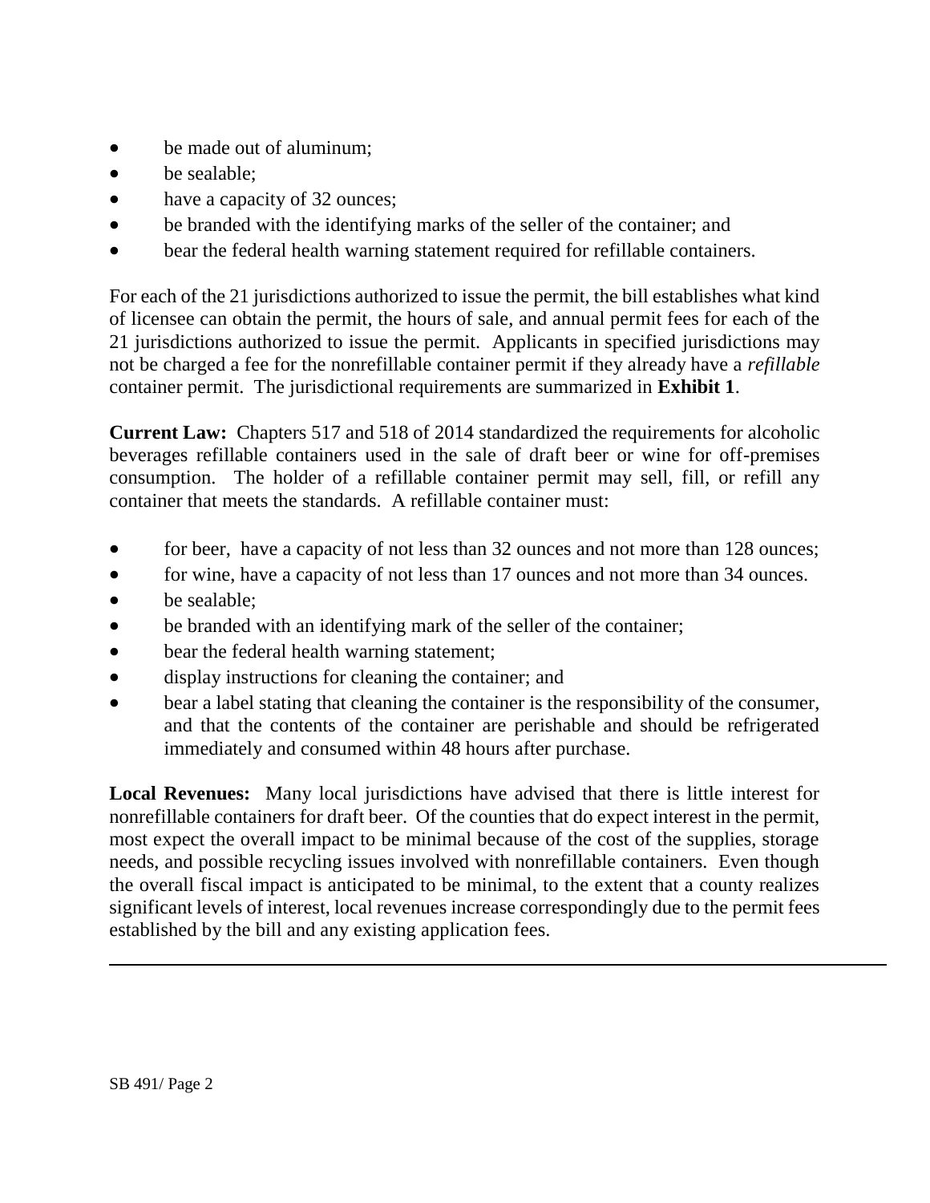- be made out of aluminum;
- be sealable;
- have a capacity of 32 ounces;
- be branded with the identifying marks of the seller of the container; and
- bear the federal health warning statement required for refillable containers.

For each of the 21 jurisdictions authorized to issue the permit, the bill establishes what kind of licensee can obtain the permit, the hours of sale, and annual permit fees for each of the 21 jurisdictions authorized to issue the permit. Applicants in specified jurisdictions may not be charged a fee for the nonrefillable container permit if they already have a *refillable* container permit. The jurisdictional requirements are summarized in **Exhibit 1**.

**Current Law:** Chapters 517 and 518 of 2014 standardized the requirements for alcoholic beverages refillable containers used in the sale of draft beer or wine for off-premises consumption. The holder of a refillable container permit may sell, fill, or refill any container that meets the standards. A refillable container must:

- for beer, have a capacity of not less than 32 ounces and not more than 128 ounces;
- for wine, have a capacity of not less than 17 ounces and not more than 34 ounces.
- be sealable;
- be branded with an identifying mark of the seller of the container;
- bear the federal health warning statement;
- display instructions for cleaning the container; and
- bear a label stating that cleaning the container is the responsibility of the consumer, and that the contents of the container are perishable and should be refrigerated immediately and consumed within 48 hours after purchase.

**Local Revenues:** Many local jurisdictions have advised that there is little interest for nonrefillable containers for draft beer. Of the counties that do expect interest in the permit, most expect the overall impact to be minimal because of the cost of the supplies, storage needs, and possible recycling issues involved with nonrefillable containers. Even though the overall fiscal impact is anticipated to be minimal, to the extent that a county realizes significant levels of interest, local revenues increase correspondingly due to the permit fees established by the bill and any existing application fees.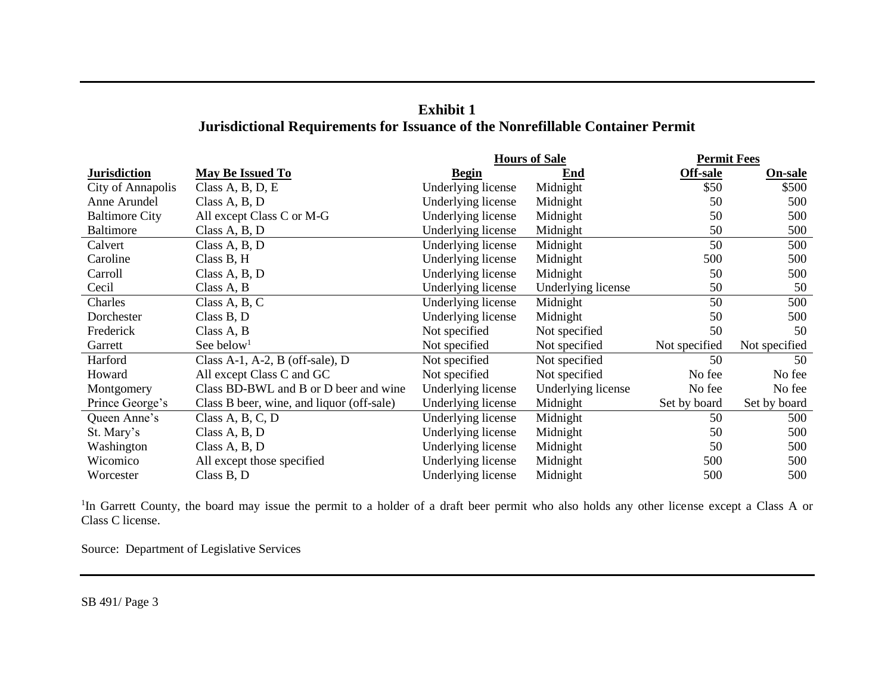**Exhibit 1**
**Jurisdictional Requirements for Issuance of the Nonrefillable Container Permit**

| | | Hours of Sale | | Permit Fees | |
|---|---|---|---|---|---|
| **Jurisdiction** | **May Be Issued To** | **Begin** | **End** | **Off-sale** | **On-sale** |
| City of Annapolis | Class A, B, D, E | Underlying license | Midnight | $50 | $500 |
| Anne Arundel | Class A, B, D | Underlying license | Midnight | 50 | 500 |
| Baltimore City | All except Class C or M-G | Underlying license | Midnight | 50 | 500 |
| Baltimore | Class A, B, D | Underlying license | Midnight | 50 | 500 |
| Calvert | Class A, B, D | Underlying license | Midnight | 50 | 500 |
| Caroline | Class B, H | Underlying license | Midnight | 500 | 500 |
| Carroll | Class A, B, D | Underlying license | Midnight | 50 | 500 |
| Cecil | Class A, B | Underlying license | Underlying license | 50 | 50 |
| Charles | Class A, B, C | Underlying license | Midnight | 50 | 500 |
| Dorchester | Class B, D | Underlying license | Midnight | 50 | 500 |
| Frederick | Class A, B | Not specified | Not specified | 50 | 50 |
| Garrett | See below[1] | Not specified | Not specified | Not specified | Not specified |
| Harford | Class A-1, A-2, B (off-sale), D | Not specified | Not specified | 50 | 50 |
| Howard | All except Class C and GC | Not specified | Not specified | No fee | No fee |
| Montgomery | Class BD-BWL and B or D beer and wine | Underlying license | Underlying license | No fee | No fee |
| Prince George's | Class B beer, wine, and liquor (off-sale) | Underlying license | Midnight | Set by board | Set by board |
| Queen Anne's | Class A, B, C, D | Underlying license | Midnight | 50 | 500 |
| St. Mary's | Class A, B, D | Underlying license | Midnight | 50 | 500 |
| Washington | Class A, B, D | Underlying license | Midnight | 50 | 500 |
| Wicomico | All except those specified | Underlying license | Midnight | 500 | 500 |
| Worcester | Class B, D | Underlying license | Midnight | 500 | 500 |

[1]In Garrett County, the board may issue the permit to a holder of a draft beer permit who also holds any other license except a Class A or Class C license.

Source: Department of Legislative Services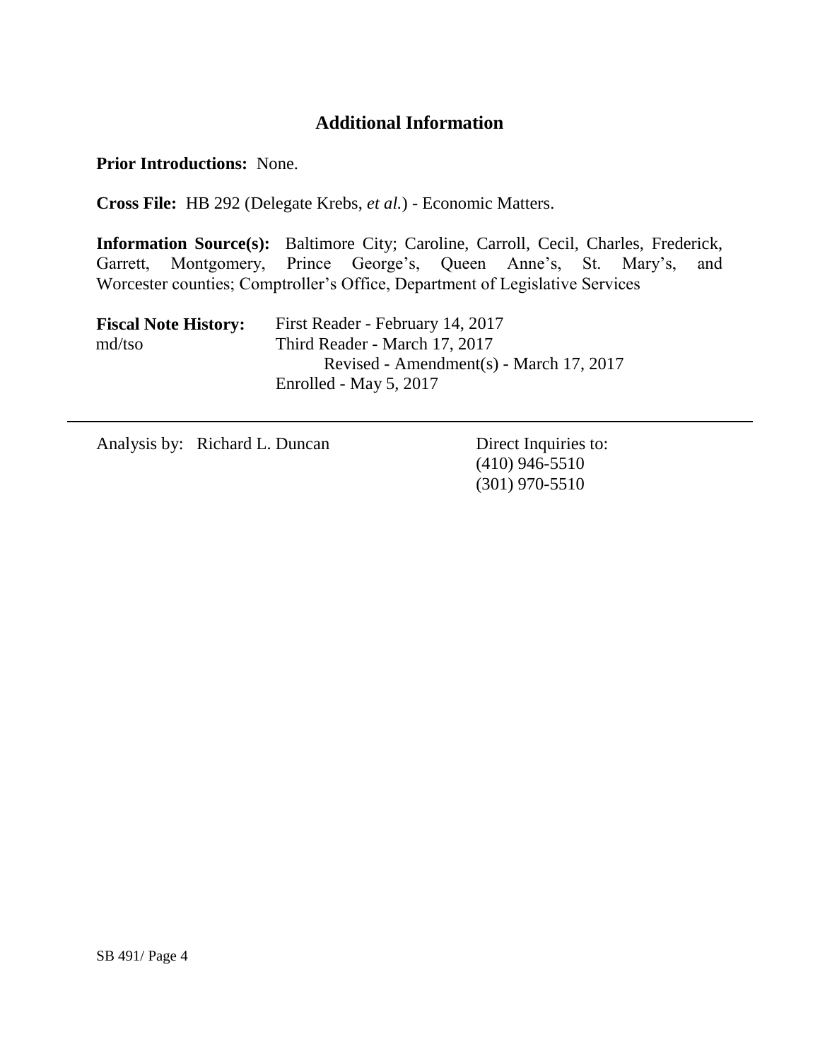## Additional Information

**Prior Introductions:** None.

**Cross File:** HB 292 (Delegate Krebs, *et al.*) - Economic Matters.

**Information Source(s):** Baltimore City; Caroline, Carroll, Cecil, Charles, Frederick, Garrett, Montgomery, Prince George's, Queen Anne's, St. Mary's, and Worcester counties; Comptroller's Office, Department of Legislative Services

**Fiscal Note History:** First Reader - February 14, 2017
md/tso Third Reader - March 17, 2017
Revised - Amendment(s) - March 17, 2017
Enrolled - May 5, 2017

---

Analysis by: Richard L. Duncan

Direct Inquiries to:
(410) 946-5510
(301) 970-5510